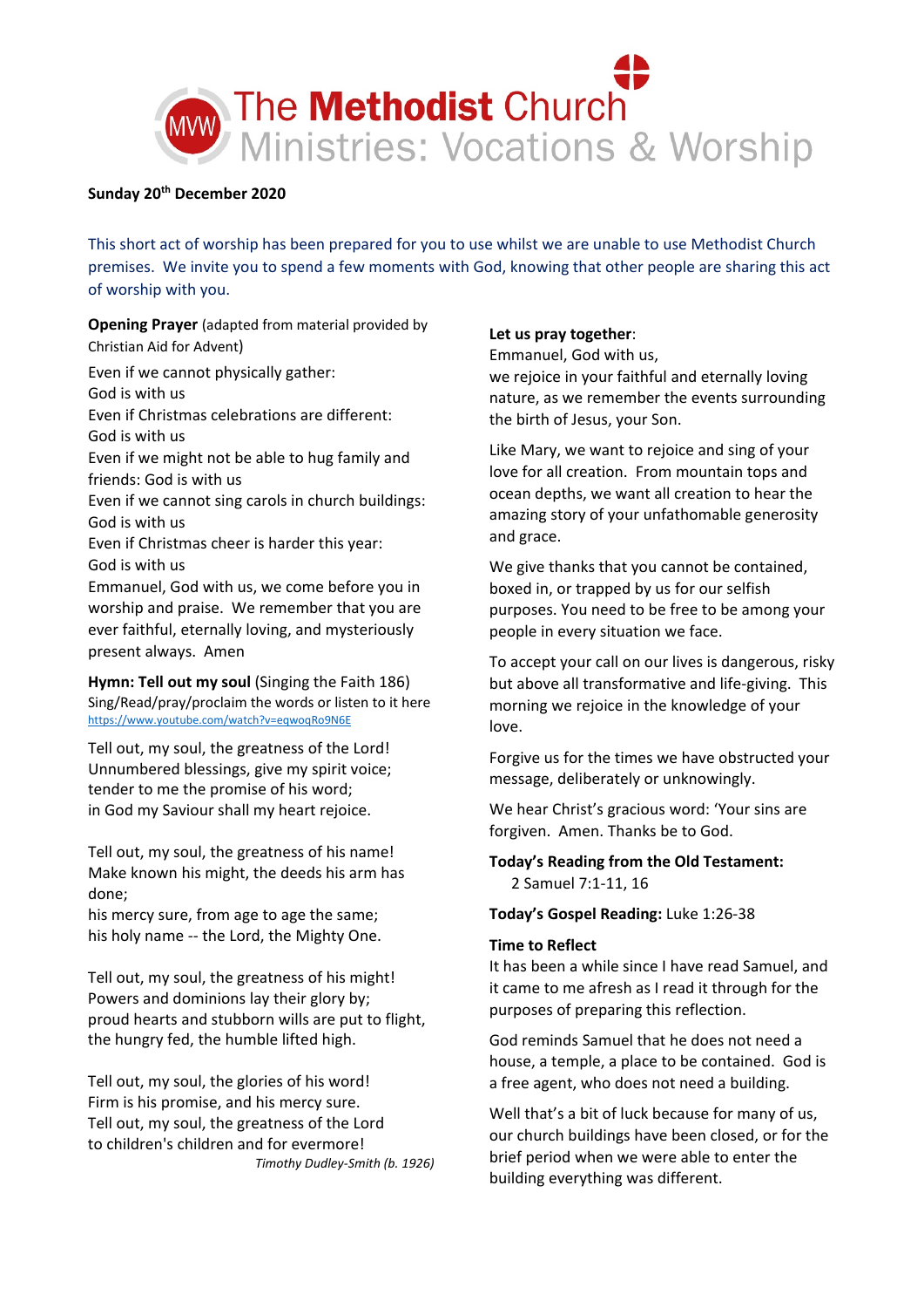# The Methodist Church Ministries: Vocations & Worship

**Sunday 20th December 2020**

This short act of worship has been prepared for you to use whilst we are unable to use Methodist Church premises. We invite you to spend a few moments with God, knowing that other people are sharing this act of worship with you.

**Opening Prayer** (adapted from material provided by Christian Aid for Advent)

Even if we cannot physically gather:
God is with us
Even if Christmas celebrations are different:
God is with us
Even if we might not be able to hug family and friends: God is with us
Even if we cannot sing carols in church buildings:
God is with us
Even if Christmas cheer is harder this year:
God is with us
Emmanuel, God with us, we come before you in worship and praise. We remember that you are ever faithful, eternally loving, and mysteriously present always. Amen

**Hymn: Tell out my soul** (Singing the Faith 186)
Sing/Read/pray/proclaim the words or listen to it here
https://www.youtube.com/watch?v=eqwoqRo9N6E

Tell out, my soul, the greatness of the Lord!
Unnumbered blessings, give my spirit voice;
tender to me the promise of his word;
in God my Saviour shall my heart rejoice.

Tell out, my soul, the greatness of his name!
Make known his might, the deeds his arm has done;
his mercy sure, from age to age the same;
his holy name -- the Lord, the Mighty One.

Tell out, my soul, the greatness of his might!
Powers and dominions lay their glory by;
proud hearts and stubborn wills are put to flight,
the hungry fed, the humble lifted high.

Tell out, my soul, the glories of his word!
Firm is his promise, and his mercy sure.
Tell out, my soul, the greatness of the Lord
to children's children and for evermore!

*Timothy Dudley-Smith (b. 1926)*

**Let us pray together**:
Emmanuel, God with us,
we rejoice in your faithful and eternally loving nature, as we remember the events surrounding the birth of Jesus, your Son.

Like Mary, we want to rejoice and sing of your love for all creation. From mountain tops and ocean depths, we want all creation to hear the amazing story of your unfathomable generosity and grace.

We give thanks that you cannot be contained, boxed in, or trapped by us for our selfish purposes. You need to be free to be among your people in every situation we face.

To accept your call on our lives is dangerous, risky but above all transformative and life-giving. This morning we rejoice in the knowledge of your love.

Forgive us for the times we have obstructed your message, deliberately or unknowingly.

We hear Christ's gracious word: 'Your sins are forgiven. Amen. Thanks be to God.

**Today's Reading from the Old Testament:**
2 Samuel 7:1-11, 16

**Today's Gospel Reading:** Luke 1:26-38

**Time to Reflect**
It has been a while since I have read Samuel, and it came to me afresh as I read it through for the purposes of preparing this reflection.

God reminds Samuel that he does not need a house, a temple, a place to be contained. God is a free agent, who does not need a building.

Well that's a bit of luck because for many of us, our church buildings have been closed, or for the brief period when we were able to enter the building everything was different.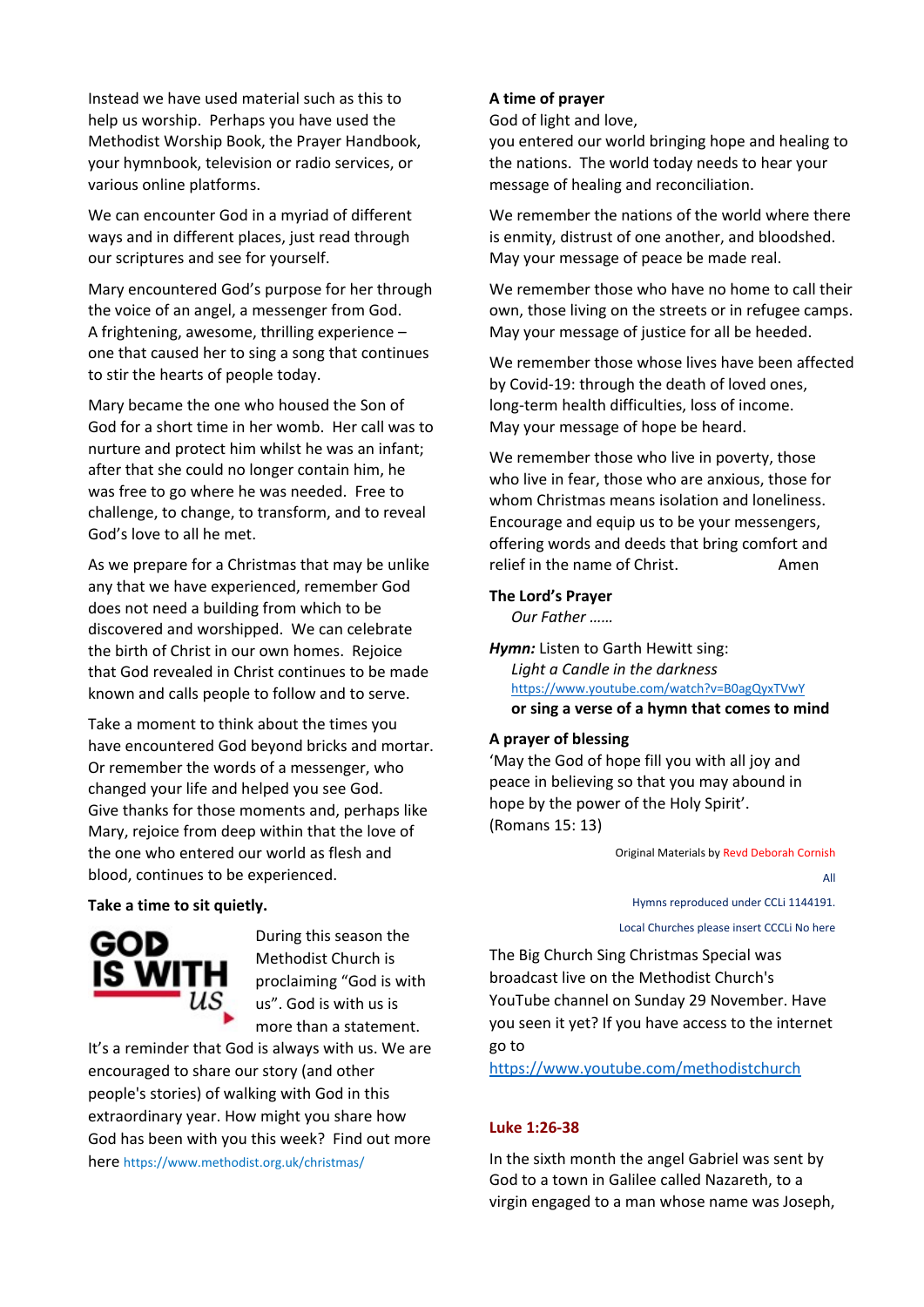Instead we have used material such as this to help us worship. Perhaps you have used the Methodist Worship Book, the Prayer Handbook, your hymnbook, television or radio services, or various online platforms.

We can encounter God in a myriad of different ways and in different places, just read through our scriptures and see for yourself.

Mary encountered God's purpose for her through the voice of an angel, a messenger from God. A frightening, awesome, thrilling experience – one that caused her to sing a song that continues to stir the hearts of people today.

Mary became the one who housed the Son of God for a short time in her womb. Her call was to nurture and protect him whilst he was an infant; after that she could no longer contain him, he was free to go where he was needed. Free to challenge, to change, to transform, and to reveal God's love to all he met.

As we prepare for a Christmas that may be unlike any that we have experienced, remember God does not need a building from which to be discovered and worshipped. We can celebrate the birth of Christ in our own homes. Rejoice that God revealed in Christ continues to be made known and calls people to follow and to serve.

Take a moment to think about the times you have encountered God beyond bricks and mortar. Or remember the words of a messenger, who changed your life and helped you see God. Give thanks for those moments and, perhaps like Mary, rejoice from deep within that the love of the one who entered our world as flesh and blood, continues to be experienced.

**Take a time to sit quietly.**

GOD IS WITH US

During this season the Methodist Church is proclaiming "God is with us". God is with us is more than a statement. It's a reminder that God is always with us. We are encouraged to share our story (and other people's stories) of walking with God in this extraordinary year. How might you share how God has been with you this week? Find out more here https://www.methodist.org.uk/christmas/

**A time of prayer**

God of light and love,
you entered our world bringing hope and healing to the nations. The world today needs to hear your message of healing and reconciliation.

We remember the nations of the world where there is enmity, distrust of one another, and bloodshed.
May your message of peace be made real.

We remember those who have no home to call their own, those living on the streets or in refugee camps.
May your message of justice for all be heeded.

We remember those whose lives have been affected by Covid-19: through the death of loved ones, long-term health difficulties, loss of income.
May your message of hope be heard.

We remember those who live in poverty, those who live in fear, those who are anxious, those for whom Christmas means isolation and loneliness.
Encourage and equip us to be your messengers, offering words and deeds that bring comfort and relief in the name of Christ. Amen

**The Lord's Prayer**

*Our Father ……*

***Hymn:*** Listen to Garth Hewitt sing:
*Light a Candle in the darkness*
https://www.youtube.com/watch?v=B0agQyxTVwY
**or sing a verse of a hymn that comes to mind**

**A prayer of blessing**

'May the God of hope fill you with all joy and peace in believing so that you may abound in hope by the power of the Holy Spirit'.
(Romans 15: 13)

Original Materials by Revd Deborah Cornish

All

Hymns reproduced under CCLi 1144191.

Local Churches please insert CCCLi No here

The Big Church Sing Christmas Special was broadcast live on the Methodist Church's YouTube channel on Sunday 29 November. Have you seen it yet? If you have access to the internet go to
https://www.youtube.com/methodistchurch

**Luke 1:26-38**

In the sixth month the angel Gabriel was sent by God to a town in Galilee called Nazareth, to a virgin engaged to a man whose name was Joseph,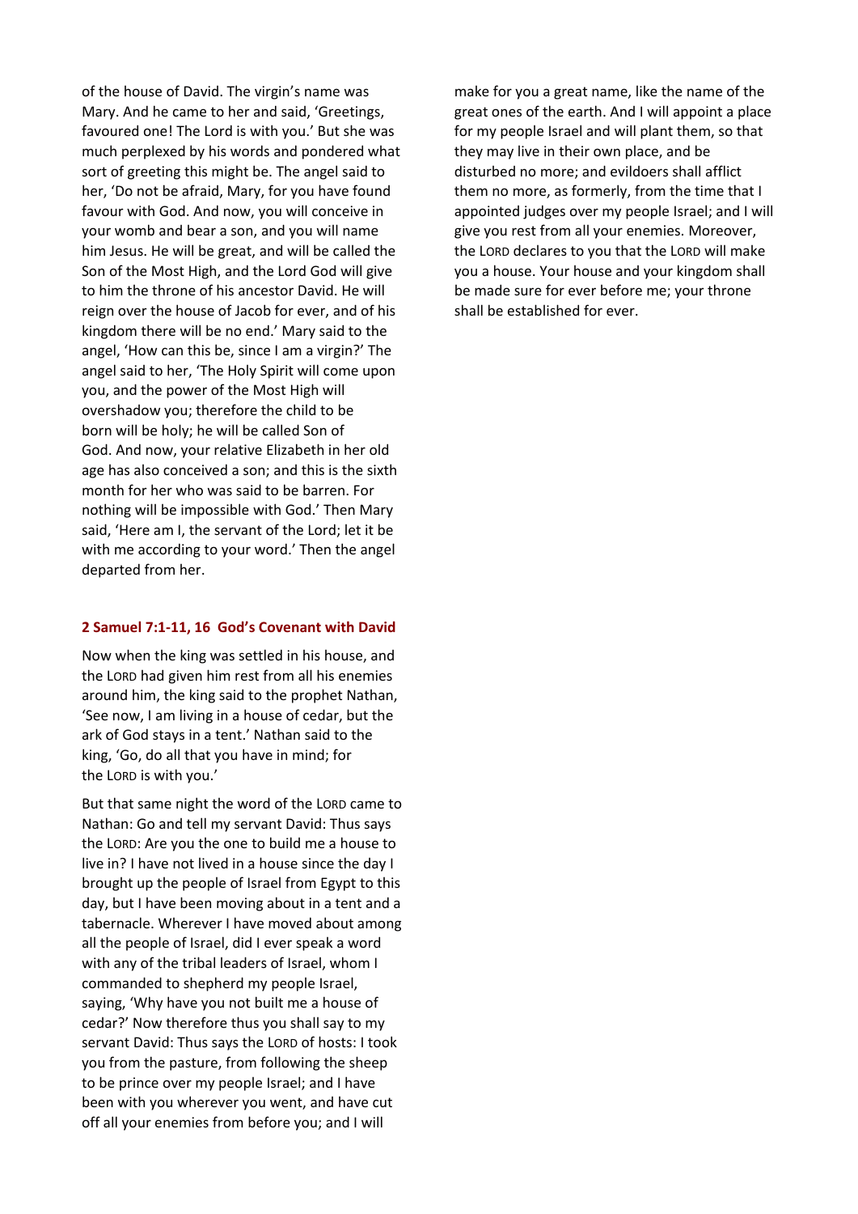of the house of David. The virgin's name was Mary. And he came to her and said, 'Greetings, favoured one! The Lord is with you.' But she was much perplexed by his words and pondered what sort of greeting this might be. The angel said to her, 'Do not be afraid, Mary, for you have found favour with God. And now, you will conceive in your womb and bear a son, and you will name him Jesus. He will be great, and will be called the Son of the Most High, and the Lord God will give to him the throne of his ancestor David. He will reign over the house of Jacob for ever, and of his kingdom there will be no end.' Mary said to the angel, 'How can this be, since I am a virgin?' The angel said to her, 'The Holy Spirit will come upon you, and the power of the Most High will overshadow you; therefore the child to be born will be holy; he will be called Son of God. And now, your relative Elizabeth in her old age has also conceived a son; and this is the sixth month for her who was said to be barren. For nothing will be impossible with God.' Then Mary said, 'Here am I, the servant of the Lord; let it be with me according to your word.' Then the angel departed from her.

### 2 Samuel 7:1-11, 16 God's Covenant with David

Now when the king was settled in his house, and the LORD had given him rest from all his enemies around him, the king said to the prophet Nathan, 'See now, I am living in a house of cedar, but the ark of God stays in a tent.' Nathan said to the king, 'Go, do all that you have in mind; for the LORD is with you.'

But that same night the word of the LORD came to Nathan: Go and tell my servant David: Thus says the LORD: Are you the one to build me a house to live in? I have not lived in a house since the day I brought up the people of Israel from Egypt to this day, but I have been moving about in a tent and a tabernacle. Wherever I have moved about among all the people of Israel, did I ever speak a word with any of the tribal leaders of Israel, whom I commanded to shepherd my people Israel, saying, 'Why have you not built me a house of cedar?' Now therefore thus you shall say to my servant David: Thus says the LORD of hosts: I took you from the pasture, from following the sheep to be prince over my people Israel; and I have been with you wherever you went, and have cut off all your enemies from before you; and I will make for you a great name, like the name of the great ones of the earth. And I will appoint a place for my people Israel and will plant them, so that they may live in their own place, and be disturbed no more; and evildoers shall afflict them no more, as formerly, from the time that I appointed judges over my people Israel; and I will give you rest from all your enemies. Moreover, the LORD declares to you that the LORD will make you a house. Your house and your kingdom shall be made sure for ever before me; your throne shall be established for ever.